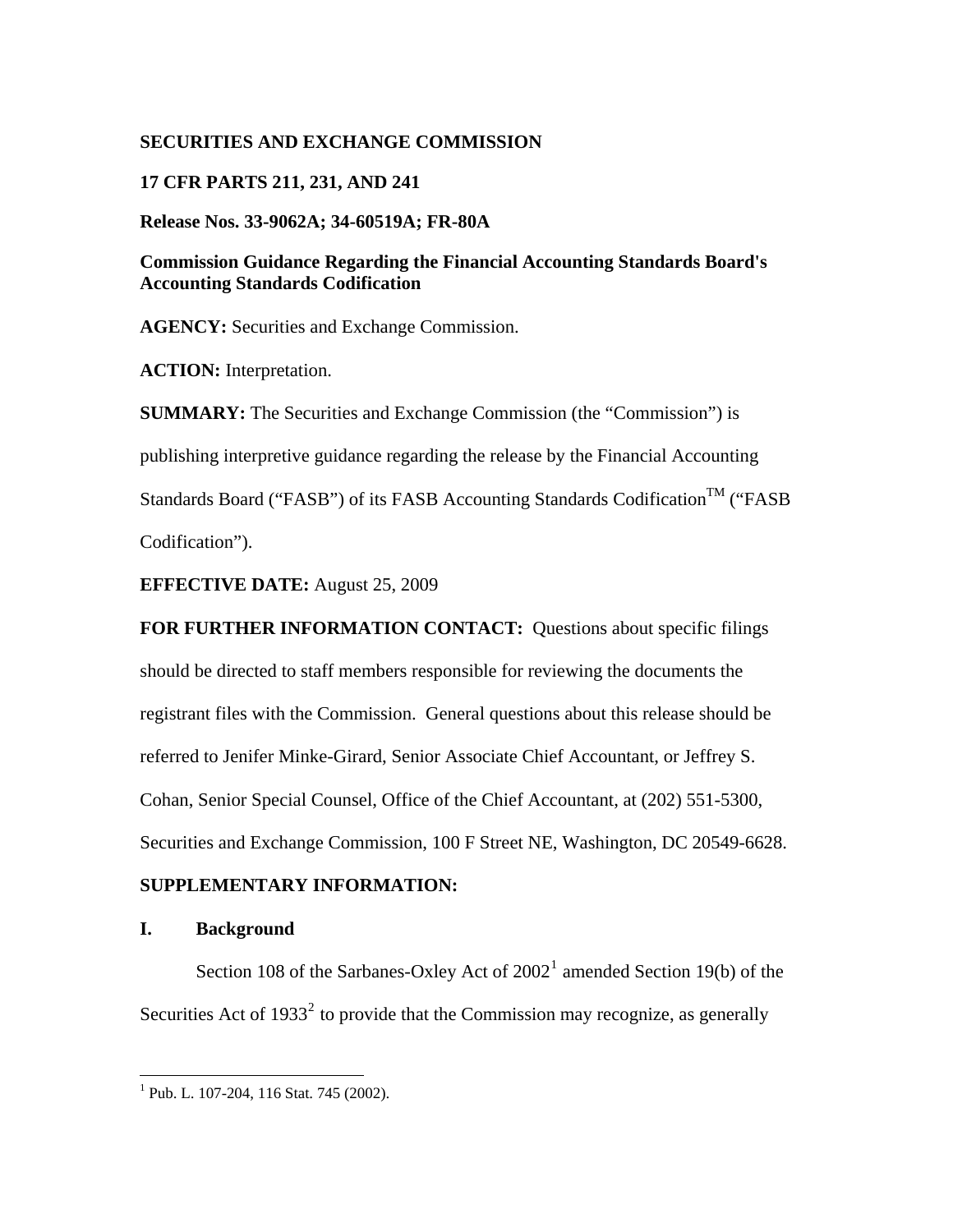**SECURITIES AND EXCHANGE COMMISSION**

**17 CFR PARTS 211, 231, AND 241**

**Release Nos. 33-9062A; 34-60519A; FR-80A**

**Commission Guidance Regarding the Financial Accounting Standards Board's Accounting Standards Codification**

**AGENCY:** Securities and Exchange Commission.

**ACTION:** Interpretation.

**SUMMARY:** The Securities and Exchange Commission (the "Commission") is publishing interpretive guidance regarding the release by the Financial Accounting Standards Board ("FASB") of its FASB Accounting Standards Codification™ ("FASB Codification").

**EFFECTIVE DATE:** August 25, 2009

**FOR FURTHER INFORMATION CONTACT:** Questions about specific filings should be directed to staff members responsible for reviewing the documents the registrant files with the Commission. General questions about this release should be referred to Jenifer Minke-Girard, Senior Associate Chief Accountant, or Jeffrey S. Cohan, Senior Special Counsel, Office of the Chief Accountant, at (202) 551-5300, Securities and Exchange Commission, 100 F Street NE, Washington, DC 20549-6628.

**SUPPLEMENTARY INFORMATION:**

## I. Background

Section 108 of the Sarbanes-Oxley Act of 2002[1] amended Section 19(b) of the Securities Act of 1933[2] to provide that the Commission may recognize, as generally

---

[1] Pub. L. 107-204, 116 Stat. 745 (2002).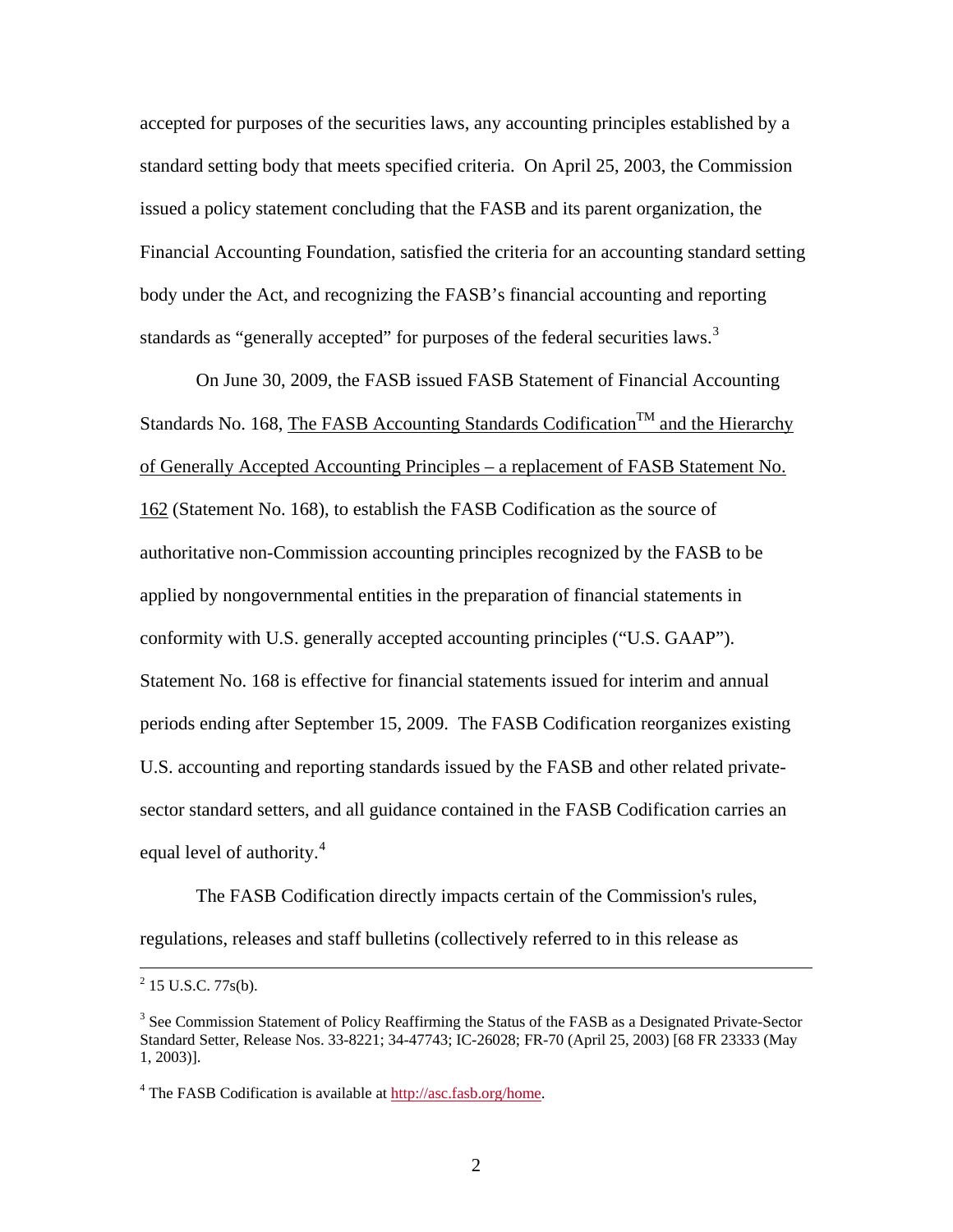accepted for purposes of the securities laws, any accounting principles established by a standard setting body that meets specified criteria. On April 25, 2003, the Commission issued a policy statement concluding that the FASB and its parent organization, the Financial Accounting Foundation, satisfied the criteria for an accounting standard setting body under the Act, and recognizing the FASB's financial accounting and reporting standards as "generally accepted" for purposes of the federal securities laws.[3]

On June 30, 2009, the FASB issued FASB Statement of Financial Accounting Standards No. 168, The FASB Accounting Standards Codification™ and the Hierarchy of Generally Accepted Accounting Principles – a replacement of FASB Statement No. 162 (Statement No. 168), to establish the FASB Codification as the source of authoritative non-Commission accounting principles recognized by the FASB to be applied by nongovernmental entities in the preparation of financial statements in conformity with U.S. generally accepted accounting principles ("U.S. GAAP"). Statement No. 168 is effective for financial statements issued for interim and annual periods ending after September 15, 2009. The FASB Codification reorganizes existing U.S. accounting and reporting standards issued by the FASB and other related private-sector standard setters, and all guidance contained in the FASB Codification carries an equal level of authority.[4]

The FASB Codification directly impacts certain of the Commission's rules, regulations, releases and staff bulletins (collectively referred to in this release as

---

[2] 15 U.S.C. 77s(b).

[3] See Commission Statement of Policy Reaffirming the Status of the FASB as a Designated Private-Sector Standard Setter, Release Nos. 33-8221; 34-47743; IC-26028; FR-70 (April 25, 2003) [68 FR 23333 (May 1, 2003)].

[4] The FASB Codification is available at http://asc.fasb.org/home.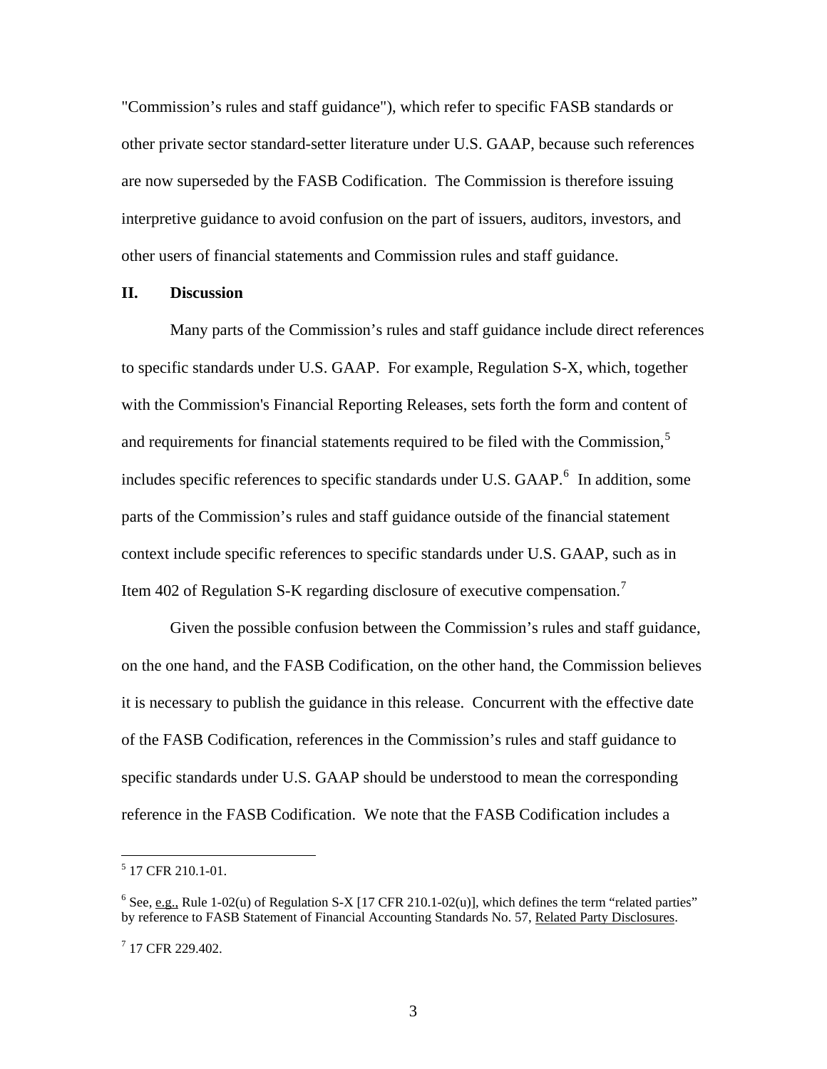"Commission's rules and staff guidance"), which refer to specific FASB standards or other private sector standard-setter literature under U.S. GAAP, because such references are now superseded by the FASB Codification. The Commission is therefore issuing interpretive guidance to avoid confusion on the part of issuers, auditors, investors, and other users of financial statements and Commission rules and staff guidance.

## II. Discussion

Many parts of the Commission's rules and staff guidance include direct references to specific standards under U.S. GAAP. For example, Regulation S-X, which, together with the Commission's Financial Reporting Releases, sets forth the form and content of and requirements for financial statements required to be filed with the Commission,[5] includes specific references to specific standards under U.S. GAAP.[6] In addition, some parts of the Commission's rules and staff guidance outside of the financial statement context include specific references to specific standards under U.S. GAAP, such as in Item 402 of Regulation S-K regarding disclosure of executive compensation.[7]

Given the possible confusion between the Commission's rules and staff guidance, on the one hand, and the FASB Codification, on the other hand, the Commission believes it is necessary to publish the guidance in this release. Concurrent with the effective date of the FASB Codification, references in the Commission's rules and staff guidance to specific standards under U.S. GAAP should be understood to mean the corresponding reference in the FASB Codification. We note that the FASB Codification includes a

---

[5] 17 CFR 210.1-01.

[6] See, e.g., Rule 1-02(u) of Regulation S-X [17 CFR 210.1-02(u)], which defines the term "related parties" by reference to FASB Statement of Financial Accounting Standards No. 57, Related Party Disclosures.

[7] 17 CFR 229.402.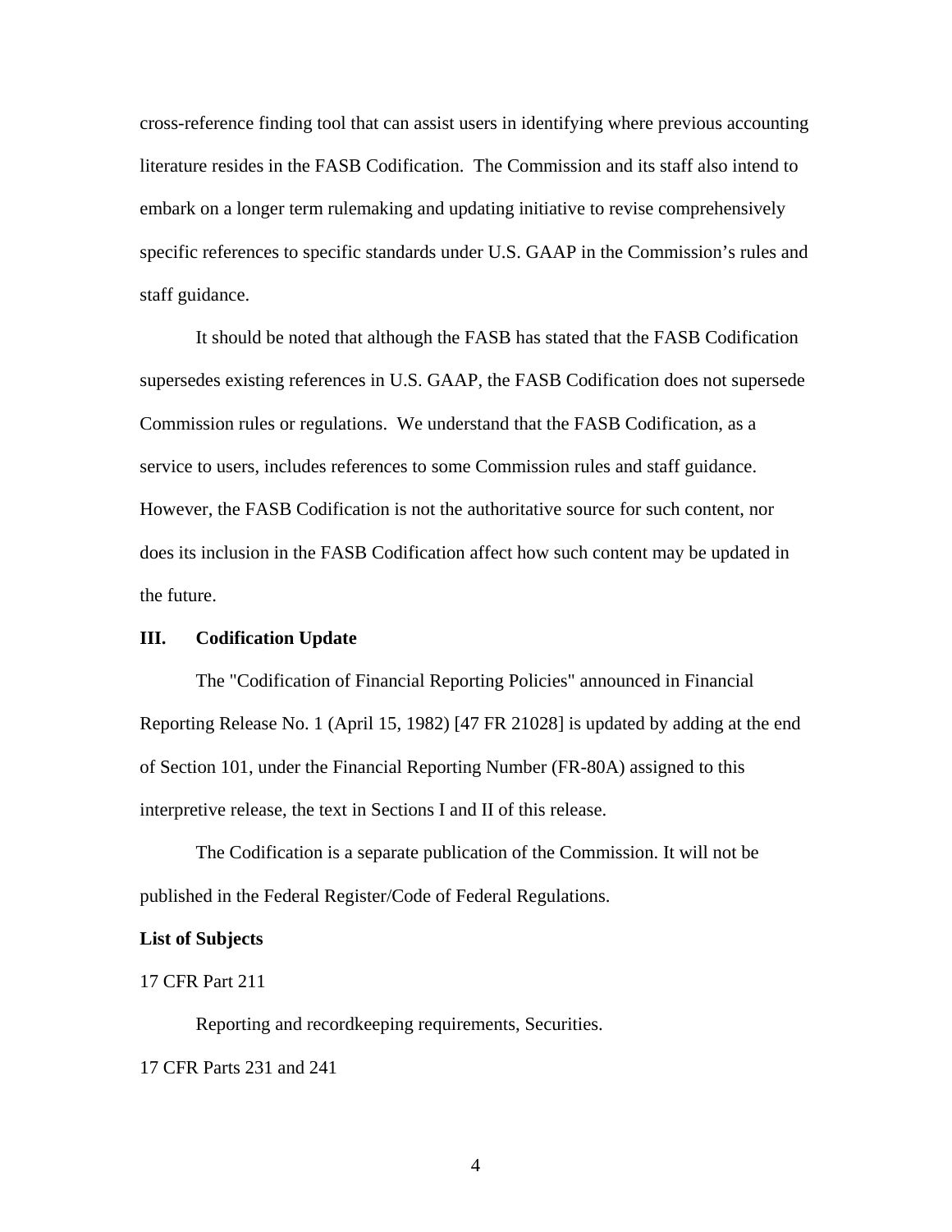cross-reference finding tool that can assist users in identifying where previous accounting literature resides in the FASB Codification. The Commission and its staff also intend to embark on a longer term rulemaking and updating initiative to revise comprehensively specific references to specific standards under U.S. GAAP in the Commission's rules and staff guidance.

It should be noted that although the FASB has stated that the FASB Codification supersedes existing references in U.S. GAAP, the FASB Codification does not supersede Commission rules or regulations. We understand that the FASB Codification, as a service to users, includes references to some Commission rules and staff guidance. However, the FASB Codification is not the authoritative source for such content, nor does its inclusion in the FASB Codification affect how such content may be updated in the future.

## III. Codification Update

The "Codification of Financial Reporting Policies" announced in Financial Reporting Release No. 1 (April 15, 1982) [47 FR 21028] is updated by adding at the end of Section 101, under the Financial Reporting Number (FR-80A) assigned to this interpretive release, the text in Sections I and II of this release.

The Codification is a separate publication of the Commission. It will not be published in the Federal Register/Code of Federal Regulations.

**List of Subjects**

17 CFR Part 211

Reporting and recordkeeping requirements, Securities.

17 CFR Parts 231 and 241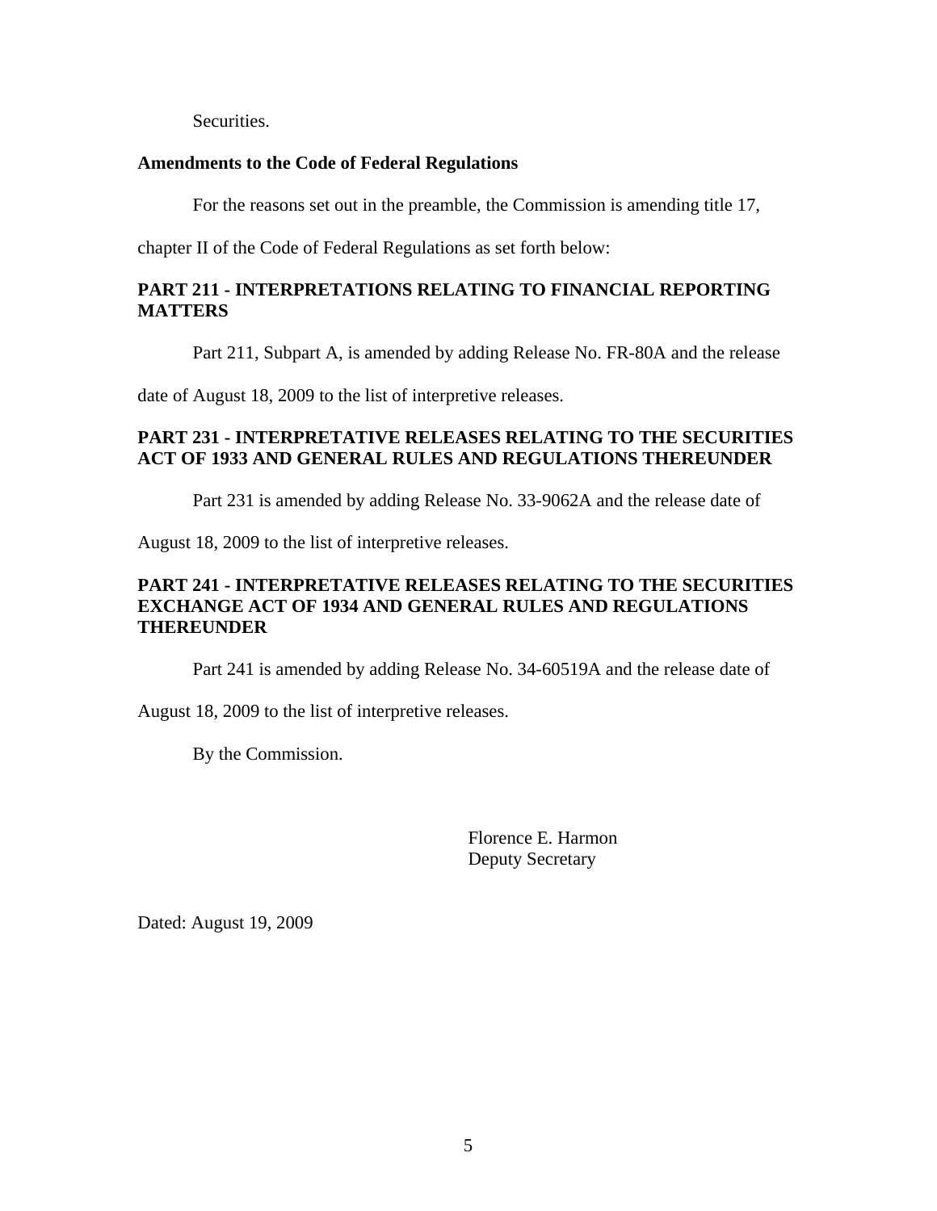Securities.

**Amendments to the Code of Federal Regulations**

For the reasons set out in the preamble, the Commission is amending title 17, chapter II of the Code of Federal Regulations as set forth below:

**PART 211 - INTERPRETATIONS RELATING TO FINANCIAL REPORTING MATTERS**

Part 211, Subpart A, is amended by adding Release No. FR-80A and the release date of August 18, 2009 to the list of interpretive releases.

**PART 231 - INTERPRETATIVE RELEASES RELATING TO THE SECURITIES ACT OF 1933 AND GENERAL RULES AND REGULATIONS THEREUNDER**

Part 231 is amended by adding Release No. 33-9062A and the release date of August 18, 2009 to the list of interpretive releases.

**PART 241 - INTERPRETATIVE RELEASES RELATING TO THE SECURITIES EXCHANGE ACT OF 1934 AND GENERAL RULES AND REGULATIONS THEREUNDER**

Part 241 is amended by adding Release No. 34-60519A and the release date of August 18, 2009 to the list of interpretive releases.

By the Commission.

Florence E. Harmon
Deputy Secretary

Dated: August 19, 2009